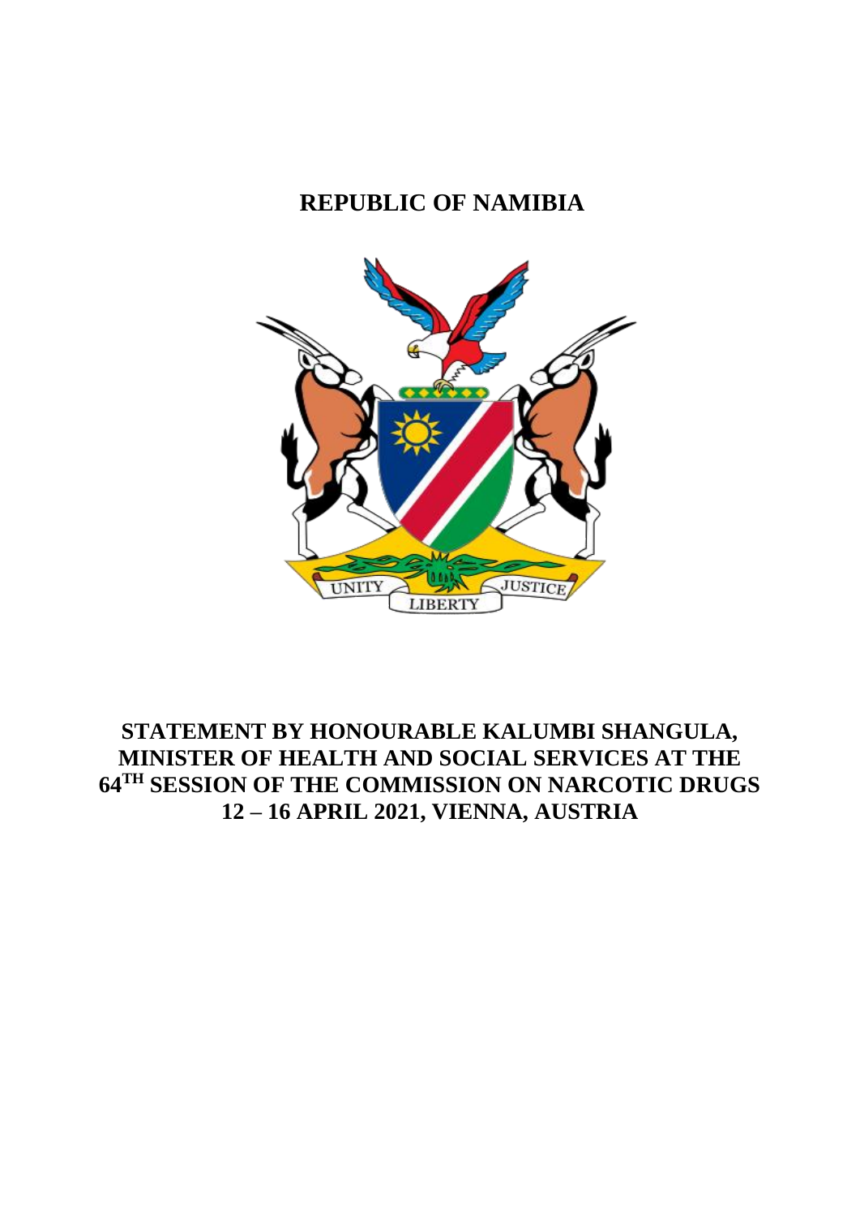# REPUBLIC OF NAMIBIA

UNITY LIBERTY JUSTICE

## STATEMENT BY HONOURABLE KALUMBI SHANGULA, MINISTER OF HEALTH AND SOCIAL SERVICES AT THE 64TH SESSION OF THE COMMISSION ON NARCOTIC DRUGS 12 – 16 APRIL 2021, VIENNA, AUSTRIA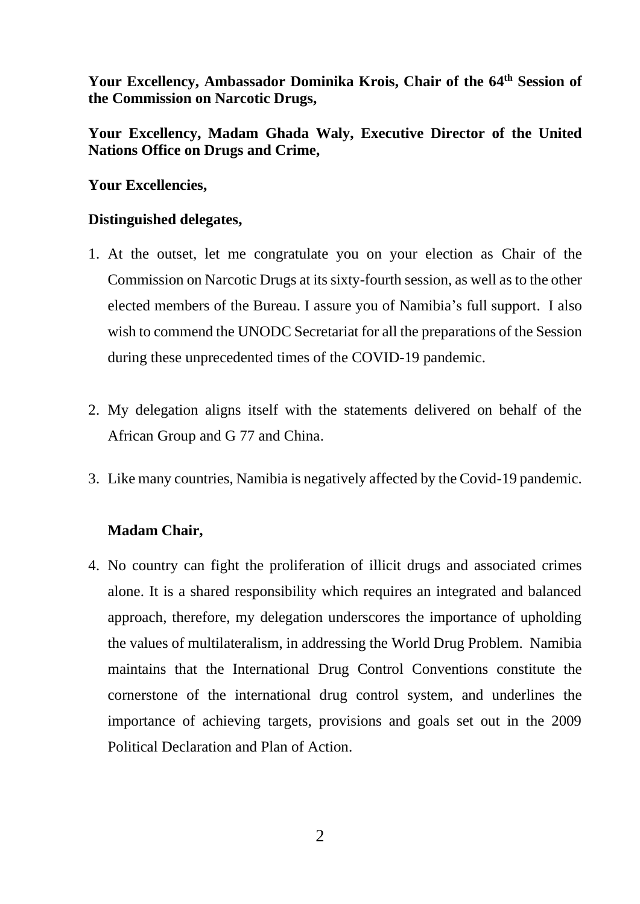**Your Excellency, Ambassador Dominika Krois, Chair of the 64th Session of the Commission on Narcotic Drugs,**

**Your Excellency, Madam Ghada Waly, Executive Director of the United Nations Office on Drugs and Crime,**

**Your Excellencies,**

**Distinguished delegates,**

1. At the outset, let me congratulate you on your election as Chair of the Commission on Narcotic Drugs at its sixty-fourth session, as well as to the other elected members of the Bureau. I assure you of Namibia's full support. I also wish to commend the UNODC Secretariat for all the preparations of the Session during these unprecedented times of the COVID-19 pandemic.

2. My delegation aligns itself with the statements delivered on behalf of the African Group and G 77 and China.

3. Like many countries, Namibia is negatively affected by the Covid-19 pandemic.

**Madam Chair,**

4. No country can fight the proliferation of illicit drugs and associated crimes alone. It is a shared responsibility which requires an integrated and balanced approach, therefore, my delegation underscores the importance of upholding the values of multilateralism, in addressing the World Drug Problem. Namibia maintains that the International Drug Control Conventions constitute the cornerstone of the international drug control system, and underlines the importance of achieving targets, provisions and goals set out in the 2009 Political Declaration and Plan of Action.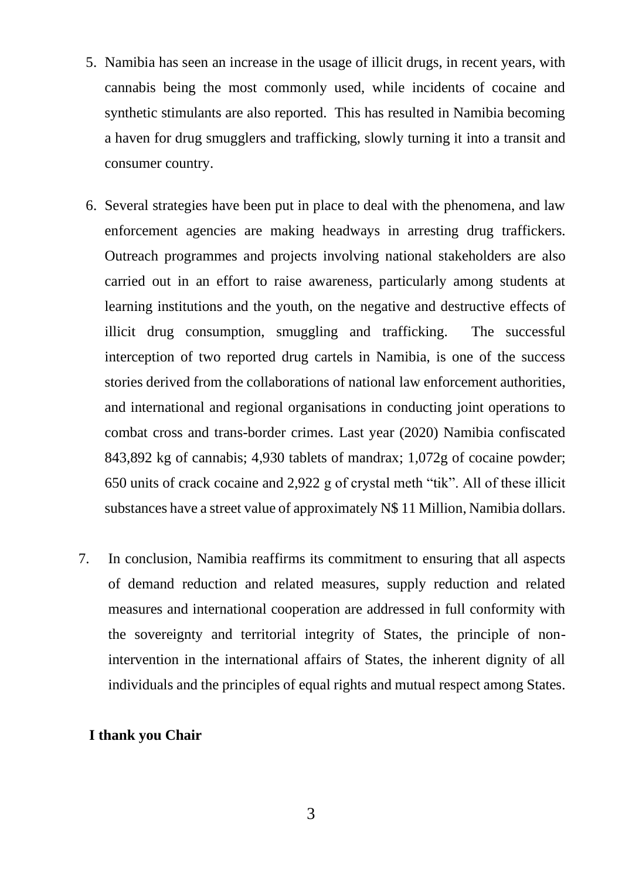5. Namibia has seen an increase in the usage of illicit drugs, in recent years, with cannabis being the most commonly used, while incidents of cocaine and synthetic stimulants are also reported. This has resulted in Namibia becoming a haven for drug smugglers and trafficking, slowly turning it into a transit and consumer country.

6. Several strategies have been put in place to deal with the phenomena, and law enforcement agencies are making headways in arresting drug traffickers. Outreach programmes and projects involving national stakeholders are also carried out in an effort to raise awareness, particularly among students at learning institutions and the youth, on the negative and destructive effects of illicit drug consumption, smuggling and trafficking. The successful interception of two reported drug cartels in Namibia, is one of the success stories derived from the collaborations of national law enforcement authorities, and international and regional organisations in conducting joint operations to combat cross and trans-border crimes. Last year (2020) Namibia confiscated 843,892 kg of cannabis; 4,930 tablets of mandrax; 1,072g of cocaine powder; 650 units of crack cocaine and 2,922 g of crystal meth "tik". All of these illicit substances have a street value of approximately N$ 11 Million, Namibia dollars.

7. In conclusion, Namibia reaffirms its commitment to ensuring that all aspects of demand reduction and related measures, supply reduction and related measures and international cooperation are addressed in full conformity with the sovereignty and territorial integrity of States, the principle of non-intervention in the international affairs of States, the inherent dignity of all individuals and the principles of equal rights and mutual respect among States.

**I thank you Chair**